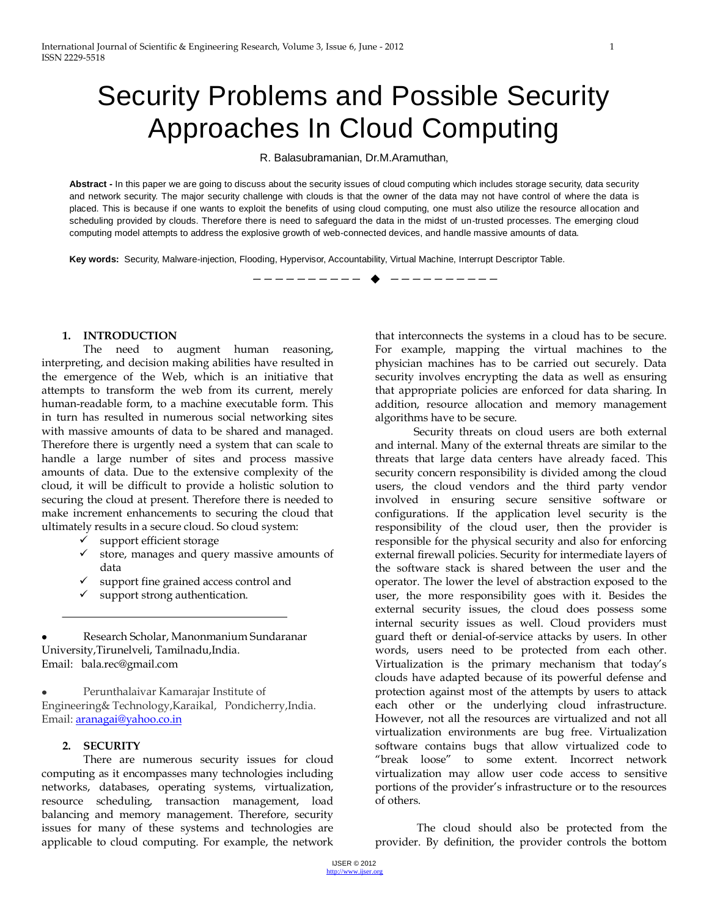# Security Problems and Possible Security Approaches In Cloud Computing

R. Balasubramanian, Dr.M.Aramuthan,

**Abstract -** In this paper we are going to discuss about the security issues of cloud computing which includes storage security, data security and network security. The major security challenge with clouds is that the owner of the data may not have control of where the data is placed. This is because if one wants to exploit the benefits of using cloud computing, one must also utilize the resource allocation and scheduling provided by clouds. Therefore there is need to safeguard the data in the midst of un-trusted processes. The emerging cloud computing model attempts to address the explosive growth of web-connected devices, and handle massive amounts of data.

**Key words:** Security, Malware-injection, Flooding, Hypervisor, Accountability, Virtual Machine, Interrupt Descriptor Table.

---

- Research Scholar, Manonmanium Sundaranar University,Tirunelveli, Tamilnadu,India. Email: bala.rec@gmail.com
- Perunthalaivar Kamarajar Institute of Engineering& Technology,Karaikal, Pondicherry,India. Email: aranagai@yahoo.co.in

## 1. INTRODUCTION

The need to augment human reasoning, interpreting, and decision making abilities have resulted in the emergence of the Web, which is an initiative that attempts to transform the web from its current, merely human-readable form, to a machine executable form. This in turn has resulted in numerous social networking sites with massive amounts of data to be shared and managed. Therefore there is urgently need a system that can scale to handle a large number of sites and process massive amounts of data. Due to the extensive complexity of the cloud, it will be difficult to provide a holistic solution to securing the cloud at present. Therefore there is needed to make increment enhancements to securing the cloud that ultimately results in a secure cloud. So cloud system:

- ✓ support efficient storage
- ✓ store, manages and query massive amounts of data
- ✓ support fine grained access control and
- ✓ support strong authentication.

## 2. SECURITY

There are numerous security issues for cloud computing as it encompasses many technologies including networks, databases, operating systems, virtualization, resource scheduling, transaction management, load balancing and memory management. Therefore, security issues for many of these systems and technologies are applicable to cloud computing. For example, the network that interconnects the systems in a cloud has to be secure. For example, mapping the virtual machines to the physician machines has to be carried out securely. Data security involves encrypting the data as well as ensuring that appropriate policies are enforced for data sharing. In addition, resource allocation and memory management algorithms have to be secure.

Security threats on cloud users are both external and internal. Many of the external threats are similar to the threats that large data centers have already faced. This security concern responsibility is divided among the cloud users, the cloud vendors and the third party vendor involved in ensuring secure sensitive software or configurations. If the application level security is the responsibility of the cloud user, then the provider is responsible for the physical security and also for enforcing external firewall policies. Security for intermediate layers of the software stack is shared between the user and the operator. The lower the level of abstraction exposed to the user, the more responsibility goes with it. Besides the external security issues, the cloud does possess some internal security issues as well. Cloud providers must guard theft or denial-of-service attacks by users. In other words, users need to be protected from each other. Virtualization is the primary mechanism that today's clouds have adapted because of its powerful defense and protection against most of the attempts by users to attack each other or the underlying cloud infrastructure. However, not all the resources are virtualized and not all virtualization environments are bug free. Virtualization software contains bugs that allow virtualized code to "break loose" to some extent. Incorrect network virtualization may allow user code access to sensitive portions of the provider's infrastructure or to the resources of others.

The cloud should also be protected from the provider. By definition, the provider controls the bottom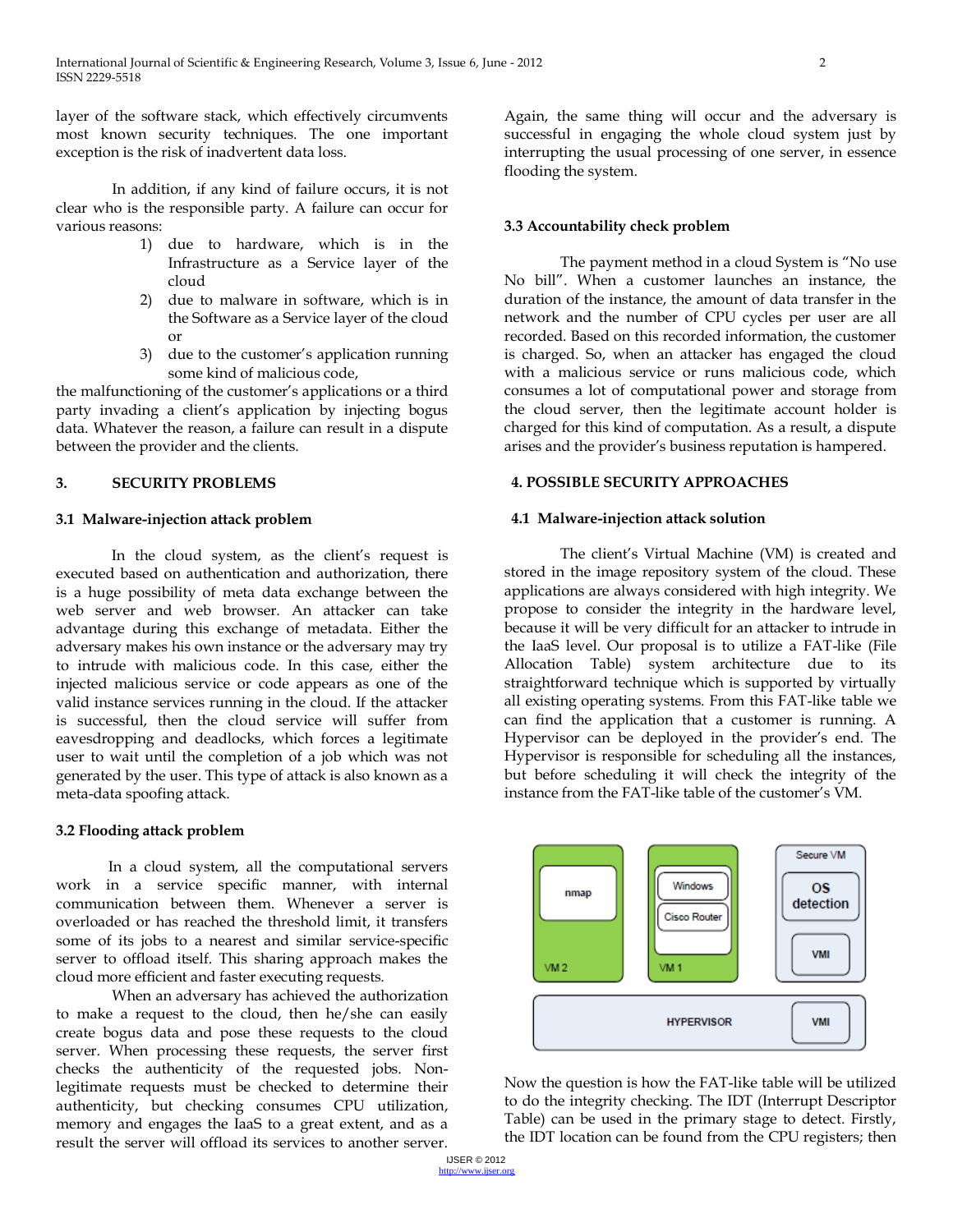layer of the software stack, which effectively circumvents most known security techniques. The one important exception is the risk of inadvertent data loss.

In addition, if any kind of failure occurs, it is not clear who is the responsible party. A failure can occur for various reasons:

1) due to hardware, which is in the Infrastructure as a Service layer of the cloud
2) due to malware in software, which is in the Software as a Service layer of the cloud or
3) due to the customer's application running some kind of malicious code,

the malfunctioning of the customer's applications or a third party invading a client's application by injecting bogus data. Whatever the reason, a failure can result in a dispute between the provider and the clients.

## 3. SECURITY PROBLEMS

### 3.1 Malware-injection attack problem

In the cloud system, as the client's request is executed based on authentication and authorization, there is a huge possibility of meta data exchange between the web server and web browser. An attacker can take advantage during this exchange of metadata. Either the adversary makes his own instance or the adversary may try to intrude with malicious code. In this case, either the injected malicious service or code appears as one of the valid instance services running in the cloud. If the attacker is successful, then the cloud service will suffer from eavesdropping and deadlocks, which forces a legitimate user to wait until the completion of a job which was not generated by the user. This type of attack is also known as a meta-data spoofing attack.

### 3.2 Flooding attack problem

In a cloud system, all the computational servers work in a service specific manner, with internal communication between them. Whenever a server is overloaded or has reached the threshold limit, it transfers some of its jobs to a nearest and similar service-specific server to offload itself. This sharing approach makes the cloud more efficient and faster executing requests.

When an adversary has achieved the authorization to make a request to the cloud, then he/she can easily create bogus data and pose these requests to the cloud server. When processing these requests, the server first checks the authenticity of the requested jobs. Non-legitimate requests must be checked to determine their authenticity, but checking consumes CPU utilization, memory and engages the IaaS to a great extent, and as a result the server will offload its services to another server. Again, the same thing will occur and the adversary is successful in engaging the whole cloud system just by interrupting the usual processing of one server, in essence flooding the system.

### 3.3 Accountability check problem

The payment method in a cloud System is "No use No bill". When a customer launches an instance, the duration of the instance, the amount of data transfer in the network and the number of CPU cycles per user are all recorded. Based on this recorded information, the customer is charged. So, when an attacker has engaged the cloud with a malicious service or runs malicious code, which consumes a lot of computational power and storage from the cloud server, then the legitimate account holder is charged for this kind of computation. As a result, a dispute arises and the provider's business reputation is hampered.

## 4. POSSIBLE SECURITY APPROACHES

### 4.1 Malware-injection attack solution

The client's Virtual Machine (VM) is created and stored in the image repository system of the cloud. These applications are always considered with high integrity. We propose to consider the integrity in the hardware level, because it will be very difficult for an attacker to intrude in the IaaS level. Our proposal is to utilize a FAT-like (File Allocation Table) system architecture due to its straightforward technique which is supported by virtually all existing operating systems. From this FAT-like table we can find the application that a customer is running. A Hypervisor can be deployed in the provider's end. The Hypervisor is responsible for scheduling all the instances, but before scheduling it will check the integrity of the instance from the FAT-like table of the customer's VM.

| VM 2 | VM 1 | Secure VM |
| --- | --- | --- |
| nmap | Windows, Cisco Router | OS detection, VMI |
| HYPERVISOR | | VMI |

Now the question is how the FAT-like table will be utilized to do the integrity checking. The IDT (Interrupt Descriptor Table) can be used in the primary stage to detect. Firstly, the IDT location can be found from the CPU registers; then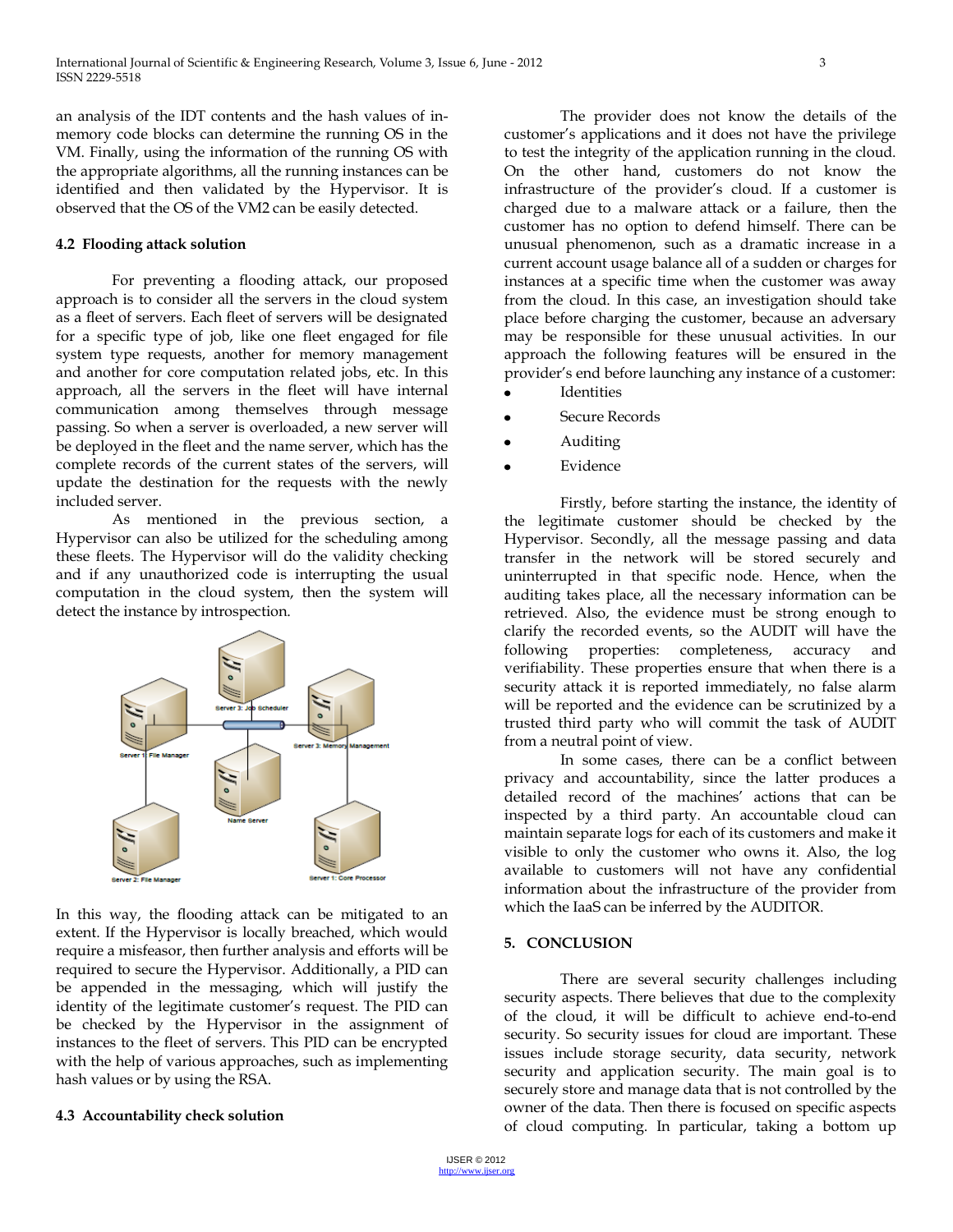an analysis of the IDT contents and the hash values of in-memory code blocks can determine the running OS in the VM. Finally, using the information of the running OS with the appropriate algorithms, all the running instances can be identified and then validated by the Hypervisor. It is observed that the OS of the VM2 can be easily detected.

### 4.2 Flooding attack solution

For preventing a flooding attack, our proposed approach is to consider all the servers in the cloud system as a fleet of servers. Each fleet of servers will be designated for a specific type of job, like one fleet engaged for file system type requests, another for memory management and another for core computation related jobs, etc. In this approach, all the servers in the fleet will have internal communication among themselves through message passing. So when a server is overloaded, a new server will be deployed in the fleet and the name server, which has the complete records of the current states of the servers, will update the destination for the requests with the newly included server.

As mentioned in the previous section, a Hypervisor can also be utilized for the scheduling among these fleets. The Hypervisor will do the validity checking and if any unauthorized code is interrupting the usual computation in the cloud system, then the system will detect the instance by introspection.

In this way, the flooding attack can be mitigated to an extent. If the Hypervisor is locally breached, which would require a misfeasor, then further analysis and efforts will be required to secure the Hypervisor. Additionally, a PID can be appended in the messaging, which will justify the identity of the legitimate customer's request. The PID can be checked by the Hypervisor in the assignment of instances to the fleet of servers. This PID can be encrypted with the help of various approaches, such as implementing hash values or by using the RSA.

### 4.3 Accountability check solution

The provider does not know the details of the customer's applications and it does not have the privilege to test the integrity of the application running in the cloud. On the other hand, customers do not know the infrastructure of the provider's cloud. If a customer is charged due to a malware attack or a failure, then the customer has no option to defend himself. There can be unusual phenomenon, such as a dramatic increase in a current account usage balance all of a sudden or charges for instances at a specific time when the customer was away from the cloud. In this case, an investigation should take place before charging the customer, because an adversary may be responsible for these unusual activities. In our approach the following features will be ensured in the provider's end before launching any instance of a customer:

- Identities
- Secure Records
- Auditing
- Evidence

Firstly, before starting the instance, the identity of the legitimate customer should be checked by the Hypervisor. Secondly, all the message passing and data transfer in the network will be stored securely and uninterrupted in that specific node. Hence, when the auditing takes place, all the necessary information can be retrieved. Also, the evidence must be strong enough to clarify the recorded events, so the AUDIT will have the following properties: completeness, accuracy and verifiability. These properties ensure that when there is a security attack it is reported immediately, no false alarm will be reported and the evidence can be scrutinized by a trusted third party who will commit the task of AUDIT from a neutral point of view.

In some cases, there can be a conflict between privacy and accountability, since the latter produces a detailed record of the machines' actions that can be inspected by a third party. An accountable cloud can maintain separate logs for each of its customers and make it visible to only the customer who owns it. Also, the log available to customers will not have any confidential information about the infrastructure of the provider from which the IaaS can be inferred by the AUDITOR.

## 5. CONCLUSION

There are several security challenges including security aspects. There believes that due to the complexity of the cloud, it will be difficult to achieve end-to-end security. So security issues for cloud are important. These issues include storage security, data security, network security and application security. The main goal is to securely store and manage data that is not controlled by the owner of the data. Then there is focused on specific aspects of cloud computing. In particular, taking a bottom up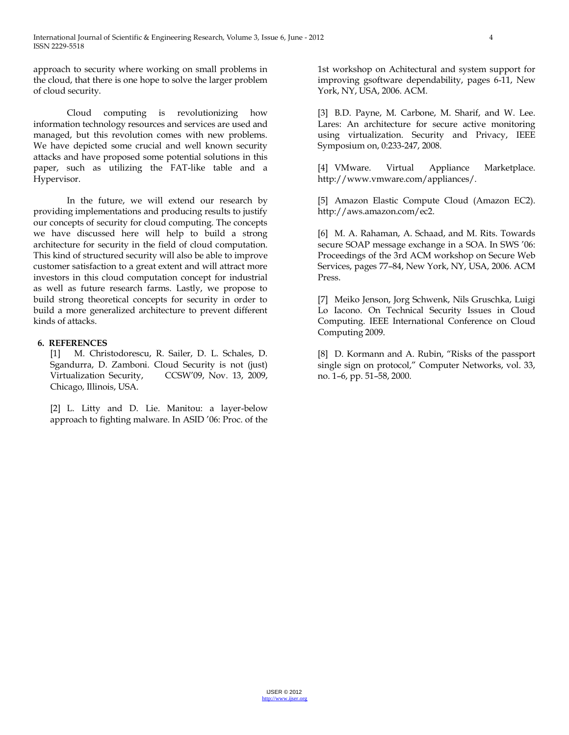approach to security where working on small problems in the cloud, that there is one hope to solve the larger problem of cloud security.

Cloud computing is revolutionizing how information technology resources and services are used and managed, but this revolution comes with new problems. We have depicted some crucial and well known security attacks and have proposed some potential solutions in this paper, such as utilizing the FAT-like table and a Hypervisor.

In the future, we will extend our research by providing implementations and producing results to justify our concepts of security for cloud computing. The concepts we have discussed here will help to build a strong architecture for security in the field of cloud computation. This kind of structured security will also be able to improve customer satisfaction to a great extent and will attract more investors in this cloud computation concept for industrial as well as future research farms. Lastly, we propose to build strong theoretical concepts for security in order to build a more generalized architecture to prevent different kinds of attacks.

## 6. REFERENCES

[1] M. Christodorescu, R. Sailer, D. L. Schales, D. Sgandurra, D. Zamboni. Cloud Security is not (just) Virtualization Security, CCSW'09, Nov. 13, 2009, Chicago, Illinois, USA.

[2] L. Litty and D. Lie. Manitou: a layer-below approach to fighting malware. In ASID '06: Proc. of the 1st workshop on Achitectural and system support for improving gsoftware dependability, pages 6-11, New York, NY, USA, 2006. ACM.

[3] B.D. Payne, M. Carbone, M. Sharif, and W. Lee. Lares: An architecture for secure active monitoring using virtualization. Security and Privacy, IEEE Symposium on, 0:233-247, 2008.

[4] VMware. Virtual Appliance Marketplace. http://www.vmware.com/appliances/.

[5] Amazon Elastic Compute Cloud (Amazon EC2). http://aws.amazon.com/ec2.

[6] M. A. Rahaman, A. Schaad, and M. Rits. Towards secure SOAP message exchange in a SOA. In SWS '06: Proceedings of the 3rd ACM workshop on Secure Web Services, pages 77–84, New York, NY, USA, 2006. ACM Press.

[7] Meiko Jenson, Jorg Schwenk, Nils Gruschka, Luigi Lo Iacono. On Technical Security Issues in Cloud Computing. IEEE International Conference on Cloud Computing 2009.

[8] D. Kormann and A. Rubin, "Risks of the passport single sign on protocol," Computer Networks, vol. 33, no. 1–6, pp. 51–58, 2000.